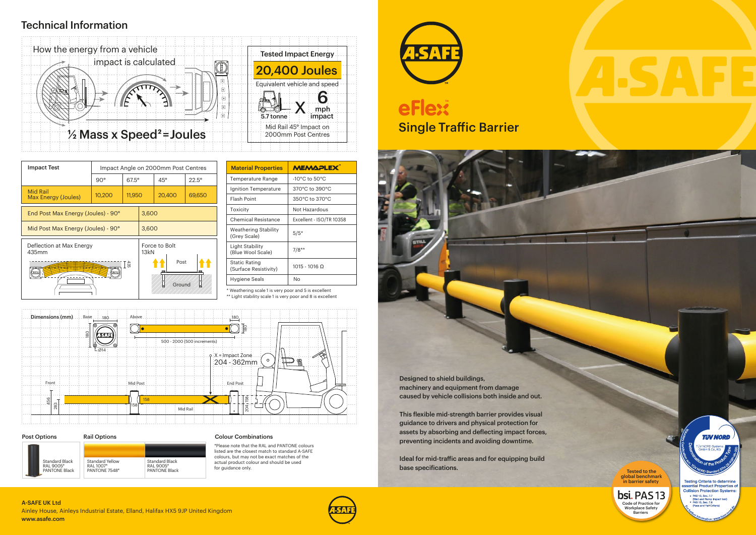## Technical Information

### How the energy from a vehicle impact is calculated

½ Mass x Speed² = Joules

**Tested Impact Energy**

**20,400 Joules**

Equivalent vehicle and speed

5.7 tonne X 6 mph impact

Mid Rail 45° Impact on 2000mm Post Centres

| Impact Test | Impact Angle on 2000mm Post Centres | | | |
|---|---|---|---|---|
| | 90° | 67.5° | 45° | 22.5° |
| Mid Rail Max Energy (Joules) | 10,200 | 11,950 | 20,400 | 69,650 |

| | |
|---|---|
| End Post Max Energy (Joules) - 90° | 3,600 |
| Mid Post Max Energy (Joules) - 90° | 3,600 |

| Deflection at Max Energy | Force to Bolt |
|---|---|
| 435mm | 13kN |

| Material Properties | MEMAPLEX |
|---|---|
| Temperature Range | -10°C to 50°C |
| Ignition Temperature | 370°C to 390°C |
| Flash Point | 350°C to 370°C |
| Toxicity | Not Hazardous |
| Chemical Resistance | Excellent - ISO/TR 10358 |
| Weathering Stability (Grey Scale) | 5/5* |
| Light Stability (Blue Wool Scale) | 7/8** |
| Static Rating (Surface Resistivity) | 1015 - 1016 Ω |
| Hygiene Seals | No |

\* Weathering scale 1 is very poor and 5 is excellent
\*\* Light stability scale 1 is very poor and 8 is excellent

### Dimensions (mm)

Base: 180 x 180, Ø14

Above: 180, 500 - 2000 (500 increments)

X = Impact Zone 204 - 362mm

Front: 456, 283 — Mid Post: 158 — End Post: 204, 158 — Mid Rail

### Post Options

Standard Black RAL 9005* PANTONE Black

### Rail Options

| Standard Yellow | Standard Black |
|---|---|
| RAL 1007* | RAL 9005* |
| PANTONE 7548* | PANTONE Black |

### Colour Combinations

\*Please note that the RAL and PANTONE colours listed are the closest match to standard A-SAFE colours, but may not be exact matches of the actual product colour and should be used for guidance only.

**A-SAFE UK Ltd**
Ainley House, Ainleys Industrial Estate, Elland, Halifax HX5 9JP United Kingdom
**www.asafe.com**

# eFlex™ Single Traffic Barrier

**Designed to shield buildings, machinery and equipment from damage caused by vehicle collisions both inside and out.**

**This flexible mid-strength barrier provides visual guidance to drivers and physical protection for assets by absorbing and deflecting impact forces, preventing incidents and avoiding downtime.**

**Ideal for mid-traffic areas and for equipping build base specifications.**

Tested to the global benchmark in barrier safety — bsi. PAS 13 Code of Practice for Workplace Safety Barriers

TÜV NORD — Testing Criteria to determine essential Product Properties of Collision Protection Systems:
- PAS 13, Sec. 7.7 (Sled and Ramp Impact test)
- PAS 13, Sec. 7.8 (Pass and Fail Criteria)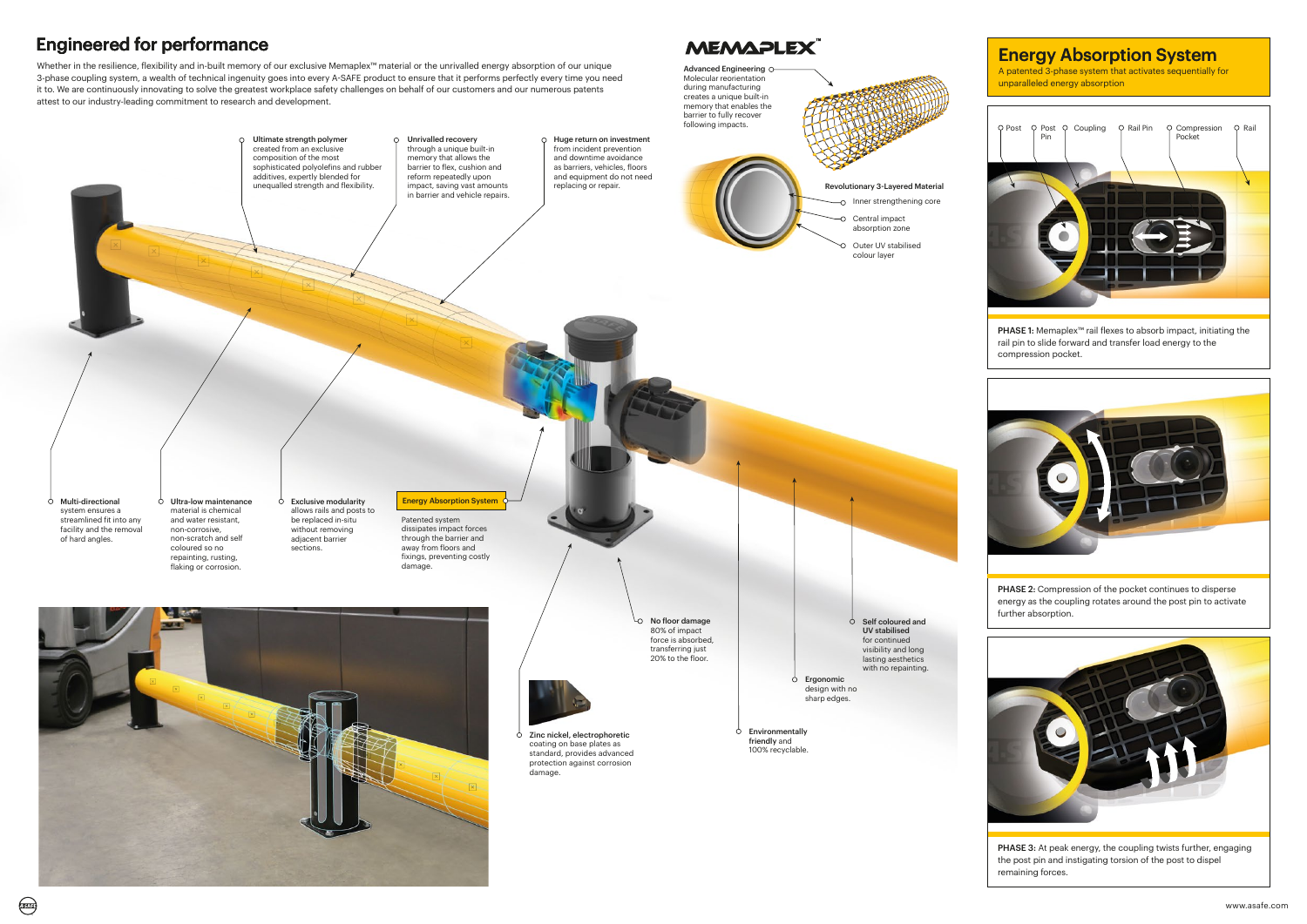## Engineered for performance

Whether in the resilience, flexibility and in-built memory of our exclusive Memaplex™ material or the unrivalled energy absorption of our unique 3-phase coupling system, a wealth of technical ingenuity goes into every A-SAFE product to ensure that it performs perfectly every time you need it to. We are continuously innovating to solve the greatest workplace safety challenges on behalf of our customers and our numerous patents attest to our industry-leading commitment to research and development.

**Ultimate strength polymer** created from an exclusive composition of the most sophisticated polyolefins and rubber additives, expertly blended for unequalled strength and flexibility.

**Unrivalled recovery** through a unique built-in memory that allows the barrier to flex, cushion and reform repeatedly upon impact, saving vast amounts in barrier and vehicle repairs.

**Huge return on investment** from incident prevention and downtime avoidance as barriers, vehicles, floors and equipment do not need replacing or repair.

**Multi-directional** system ensures a streamlined fit into any facility and the removal of hard angles.

**Ultra-low maintenance** material is chemical and water resistant, non-corrosive, non-scratch and self coloured so no repainting, rusting, flaking or corrosion.

**Exclusive modularity** allows rails and posts to be replaced in-situ without removing adjacent barrier sections.

**Energy Absorption System**

Patented system dissipates impact forces through the barrier and away from floors and fixings, preventing costly damage.

**No floor damage** 80% of impact force is absorbed, transferring just 20% to the floor.

**Self coloured and UV stabilised** for continued visibility and long lasting aesthetics with no repainting.

**Ergonomic** design with no sharp edges.

**Environmentally friendly** and 100% recyclable.

**Zinc nickel, electrophoretic** coating on base plates as standard, provides advanced protection against corrosion damage.

## MEMAPLEX™

**Advanced Engineering** Molecular reorientation during manufacturing creates a unique built-in memory that enables the barrier to fully recover following impacts.

**Revolutionary 3-Layered Material**

- Inner strengthening core
- Central impact absorption zone
- Outer UV stabilised colour layer

## Energy Absorption System

A patented 3-phase system that activates sequentially for unparalleled energy absorption

Post | Post Pin | Coupling | Rail Pin | Compression Pocket | Rail

**PHASE 1:** Memaplex™ rail flexes to absorb impact, initiating the rail pin to slide forward and transfer load energy to the compression pocket.

**PHASE 2:** Compression of the pocket continues to disperse energy as the coupling rotates around the post pin to activate further absorption.

**PHASE 3:** At peak energy, the coupling twists further, engaging the post pin and instigating torsion of the post to dispel remaining forces.

www.asafe.com